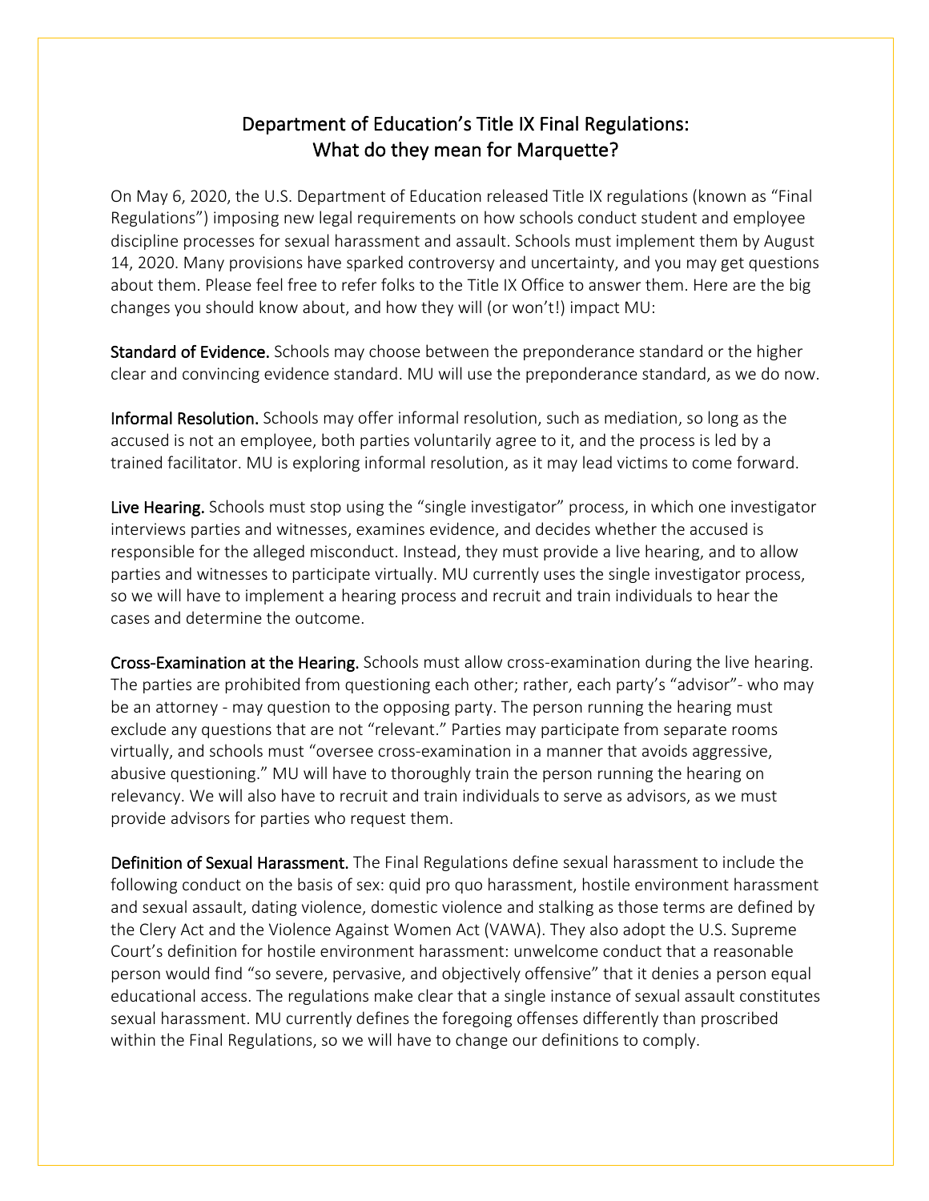# Department of Education's Title IX Final Regulations: What do they mean for Marquette?

On May 6, 2020, the U.S. Department of Education released Title IX regulations (known as "Final Regulations") imposing new legal requirements on how schools conduct student and employee discipline processes for sexual harassment and assault. Schools must implement them by August 14, 2020. Many provisions have sparked controversy and uncertainty, and you may get questions about them. Please feel free to refer folks to the Title IX Office to answer them. Here are the big changes you should know about, and how they will (or won't!) impact MU:

**Standard of Evidence.** Schools may choose between the preponderance standard or the higher clear and convincing evidence standard. MU will use the preponderance standard, as we do now.

**Informal Resolution.** Schools may offer informal resolution, such as mediation, so long as the accused is not an employee, both parties voluntarily agree to it, and the process is led by a trained facilitator. MU is exploring informal resolution, as it may lead victims to come forward.

**Live Hearing.** Schools must stop using the "single investigator" process, in which one investigator interviews parties and witnesses, examines evidence, and decides whether the accused is responsible for the alleged misconduct. Instead, they must provide a live hearing, and to allow parties and witnesses to participate virtually. MU currently uses the single investigator process, so we will have to implement a hearing process and recruit and train individuals to hear the cases and determine the outcome.

**Cross-Examination at the Hearing.** Schools must allow cross-examination during the live hearing. The parties are prohibited from questioning each other; rather, each party's "advisor"- who may be an attorney - may question to the opposing party. The person running the hearing must exclude any questions that are not "relevant." Parties may participate from separate rooms virtually, and schools must "oversee cross-examination in a manner that avoids aggressive, abusive questioning." MU will have to thoroughly train the person running the hearing on relevancy. We will also have to recruit and train individuals to serve as advisors, as we must provide advisors for parties who request them.

**Definition of Sexual Harassment.** The Final Regulations define sexual harassment to include the following conduct on the basis of sex: quid pro quo harassment, hostile environment harassment and sexual assault, dating violence, domestic violence and stalking as those terms are defined by the Clery Act and the Violence Against Women Act (VAWA). They also adopt the U.S. Supreme Court's definition for hostile environment harassment: unwelcome conduct that a reasonable person would find "so severe, pervasive, and objectively offensive" that it denies a person equal educational access. The regulations make clear that a single instance of sexual assault constitutes sexual harassment. MU currently defines the foregoing offenses differently than proscribed within the Final Regulations, so we will have to change our definitions to comply.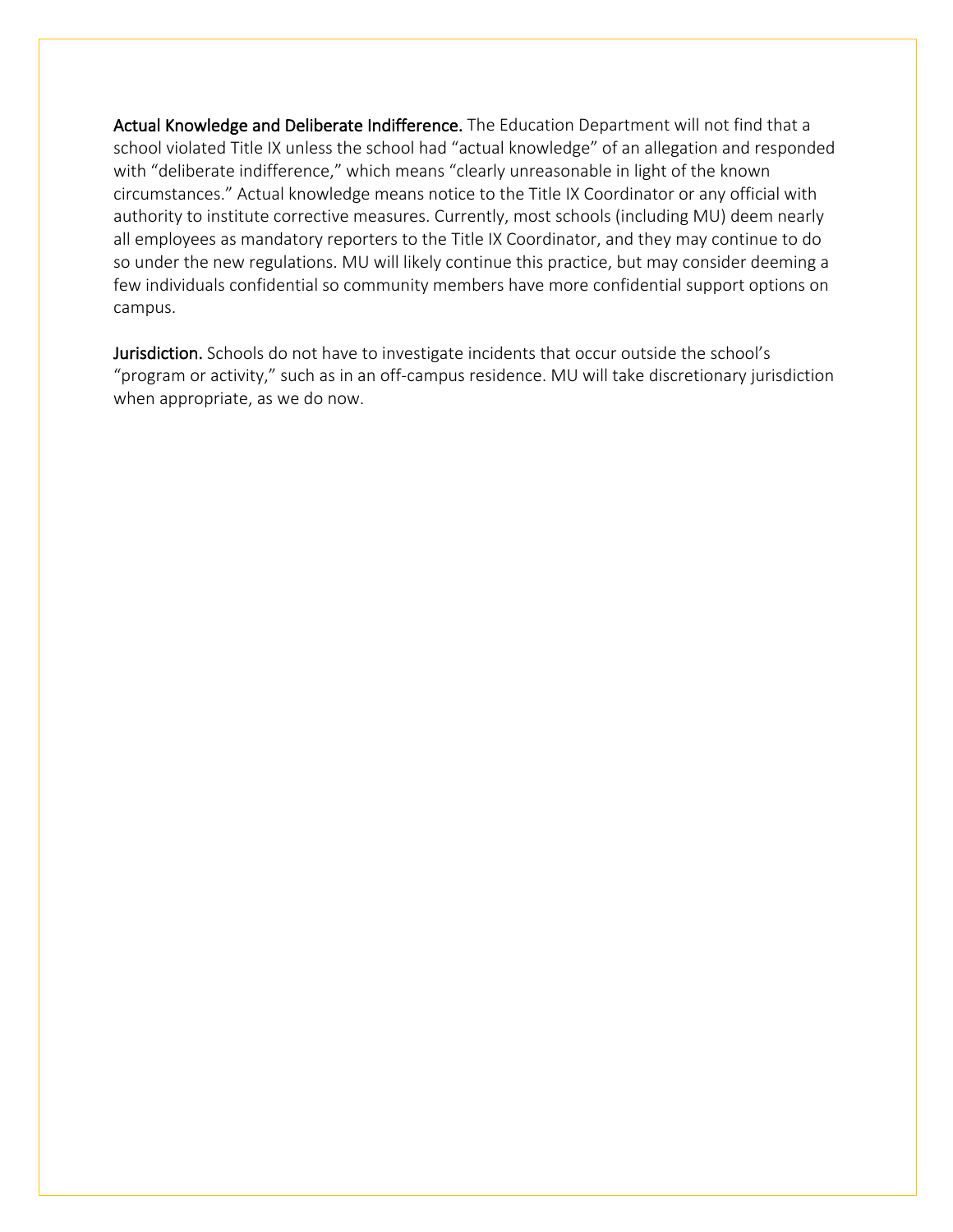**Actual Knowledge and Deliberate Indifference.** The Education Department will not find that a school violated Title IX unless the school had "actual knowledge" of an allegation and responded with "deliberate indifference," which means "clearly unreasonable in light of the known circumstances." Actual knowledge means notice to the Title IX Coordinator or any official with authority to institute corrective measures. Currently, most schools (including MU) deem nearly all employees as mandatory reporters to the Title IX Coordinator, and they may continue to do so under the new regulations. MU will likely continue this practice, but may consider deeming a few individuals confidential so community members have more confidential support options on campus.

**Jurisdiction.** Schools do not have to investigate incidents that occur outside the school's "program or activity," such as in an off-campus residence. MU will take discretionary jurisdiction when appropriate, as we do now.